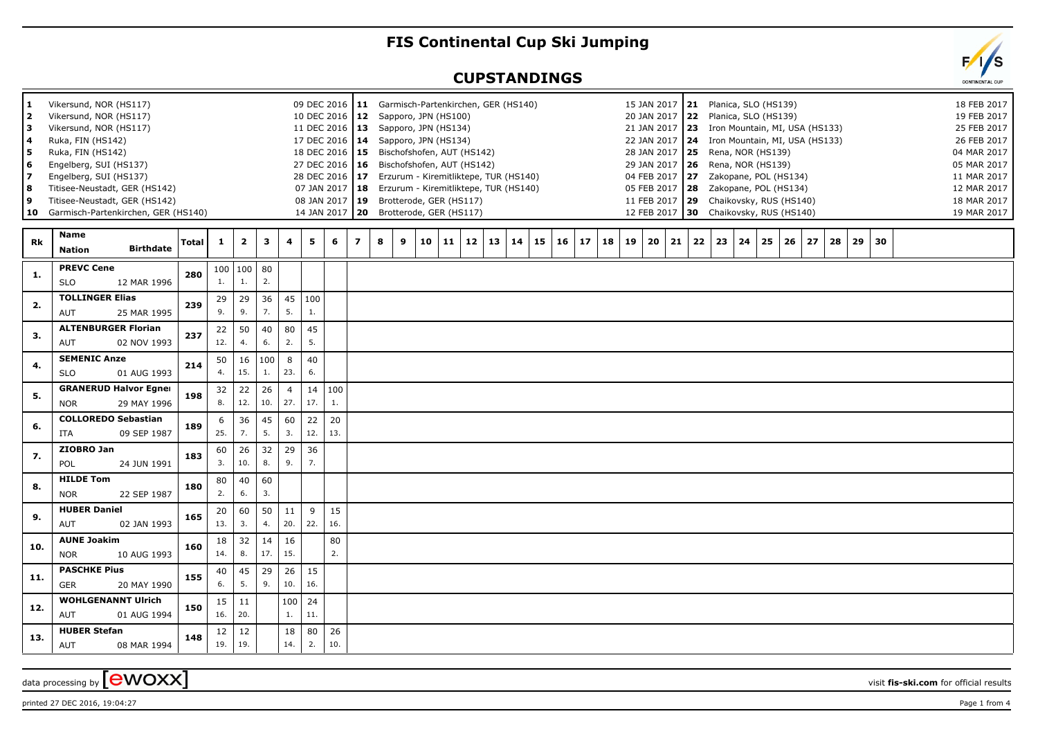# FIS Continental Cup Ski Jumping

## CUPSTANDINGS

| # | Venue | Date | # | Venue | Date | # | Venue | Date |
|---|---|---|---|---|---|---|---|---|
| 1 | Vikersund, NOR (HS117) | 09 DEC 2016 | 11 | Garmisch-Partenkirchen, GER (HS140) | 15 JAN 2017 | 21 | Planica, SLO (HS139) | 18 FEB 2017 |
| 2 | Vikersund, NOR (HS117) | 10 DEC 2016 | 12 | Sapporo, JPN (HS100) | 20 JAN 2017 | 22 | Planica, SLO (HS139) | 19 FEB 2017 |
| 3 | Vikersund, NOR (HS117) | 11 DEC 2016 | 13 | Sapporo, JPN (HS134) | 21 JAN 2017 | 23 | Iron Mountain, MI, USA (HS133) | 25 FEB 2017 |
| 4 | Ruka, FIN (HS142) | 17 DEC 2016 | 14 | Sapporo, JPN (HS134) | 22 JAN 2017 | 24 | Iron Mountain, MI, USA (HS133) | 26 FEB 2017 |
| 5 | Ruka, FIN (HS142) | 18 DEC 2016 | 15 | Bischofshofen, AUT (HS142) | 28 JAN 2017 | 25 | Rena, NOR (HS139) | 04 MAR 2017 |
| 6 | Engelberg, SUI (HS137) | 27 DEC 2016 | 16 | Bischofshofen, AUT (HS142) | 29 JAN 2017 | 26 | Rena, NOR (HS139) | 05 MAR 2017 |
| 7 | Engelberg, SUI (HS137) | 28 DEC 2016 | 17 | Erzurum - Kiremitliktepe, TUR (HS140) | 04 FEB 2017 | 27 | Zakopane, POL (HS134) | 11 MAR 2017 |
| 8 | Titisee-Neustadt, GER (HS142) | 07 JAN 2017 | 18 | Erzurum - Kiremitliktepe, TUR (HS140) | 05 FEB 2017 | 28 | Zakopane, POL (HS134) | 12 MAR 2017 |
| 9 | Titisee-Neustadt, GER (HS142) | 08 JAN 2017 | 19 | Brotterode, GER (HS117) | 11 FEB 2017 | 29 | Chaikovsky, RUS (HS140) | 18 MAR 2017 |
| 10 | Garmisch-Partenkirchen, GER (HS140) | 14 JAN 2017 | 20 | Brotterode, GER (HS117) | 12 FEB 2017 | 30 | Chaikovsky, RUS (HS140) | 19 MAR 2017 |

| Rk | Name / Nation | Birthdate | Total | 1 | 2 | 3 | 4 | 5 | 6 | 7 | 8 | 9 | 10 | 11 | 12 | 13 | 14 | 15 | 16 | 17 | 18 | 19 | 20 | 21 | 22 | 23 | 24 | 25 | 26 | 27 | 28 | 29 | 30 |
|---|---|---|---|---|---|---|---|---|---|---|---|---|---|---|---|---|---|---|---|---|---|---|---|---|---|---|---|---|---|---|---|---|---|
| 1. | PREVC Cene SLO | 12 MAR 1996 | 280 | 100 1. | 100 1. | 80 2. | | | | | | | | | | | | | | | | | | | | | | | | | | | |
| 2. | TOLLINGER Elias AUT | 25 MAR 1995 | 239 | 29 9. | 29 9. | 36 7. | 45 5. | 100 1. | | | | | | | | | | | | | | | | | | | | | | | | | |
| 3. | ALTENBURGER Florian AUT | 02 NOV 1993 | 237 | 22 12. | 50 4. | 40 6. | 80 2. | 45 5. | | | | | | | | | | | | | | | | | | | | | | | | | |
| 4. | SEMENIC Anze SLO | 01 AUG 1993 | 214 | 50 4. | 16 15. | 100 1. | 8 23. | 40 6. | | | | | | | | | | | | | | | | | | | | | | | | | |
| 5. | GRANERUD Halvor Egner NOR | 29 MAY 1996 | 198 | 32 8. | 22 12. | 26 10. | 4 27. | 14 17. | 100 1. | | | | | | | | | | | | | | | | | | | | | | | | |
| 6. | COLLOREDO Sebastian ITA | 09 SEP 1987 | 189 | 6 25. | 36 7. | 45 5. | 60 3. | 22 12. | 20 13. | | | | | | | | | | | | | | | | | | | | | | | | |
| 7. | ZIOBRO Jan POL | 24 JUN 1991 | 183 | 60 3. | 26 10. | 32 8. | 29 9. | 36 7. | | | | | | | | | | | | | | | | | | | | | | | | | |
| 8. | HILDE Tom NOR | 22 SEP 1987 | 180 | 80 2. | 40 6. | 60 3. | | | | | | | | | | | | | | | | | | | | | | | | | | | |
| 9. | HUBER Daniel AUT | 02 JAN 1993 | 165 | 20 13. | 60 3. | 50 4. | 11 20. | 9 22. | 15 16. | | | | | | | | | | | | | | | | | | | | | | | | |
| 10. | AUNE Joakim NOR | 10 AUG 1993 | 160 | 18 14. | 32 8. | 14 17. | 16 15. | | 80 2. | | | | | | | | | | | | | | | | | | | | | | | | |
| 11. | PASCHKE Pius GER | 20 MAY 1990 | 155 | 40 6. | 45 5. | 29 9. | 26 10. | 15 16. | | | | | | | | | | | | | | | | | | | | | | | | | |
| 12. | WOHLGENANNT Ulrich AUT | 01 AUG 1994 | 150 | 15 16. | 11 20. | | 100 1. | 24 11. | | | | | | | | | | | | | | | | | | | | | | | | | |
| 13. | HUBER Stefan AUT | 08 MAR 1994 | 148 | 12 19. | 12 19. | | 18 14. | 80 2. | 26 10. | | | | | | | | | | | | | | | | | | | | | | | | |

data processing by [ewoxx]

visit fis-ski.com for official results

printed 27 DEC 2016, 19:04:27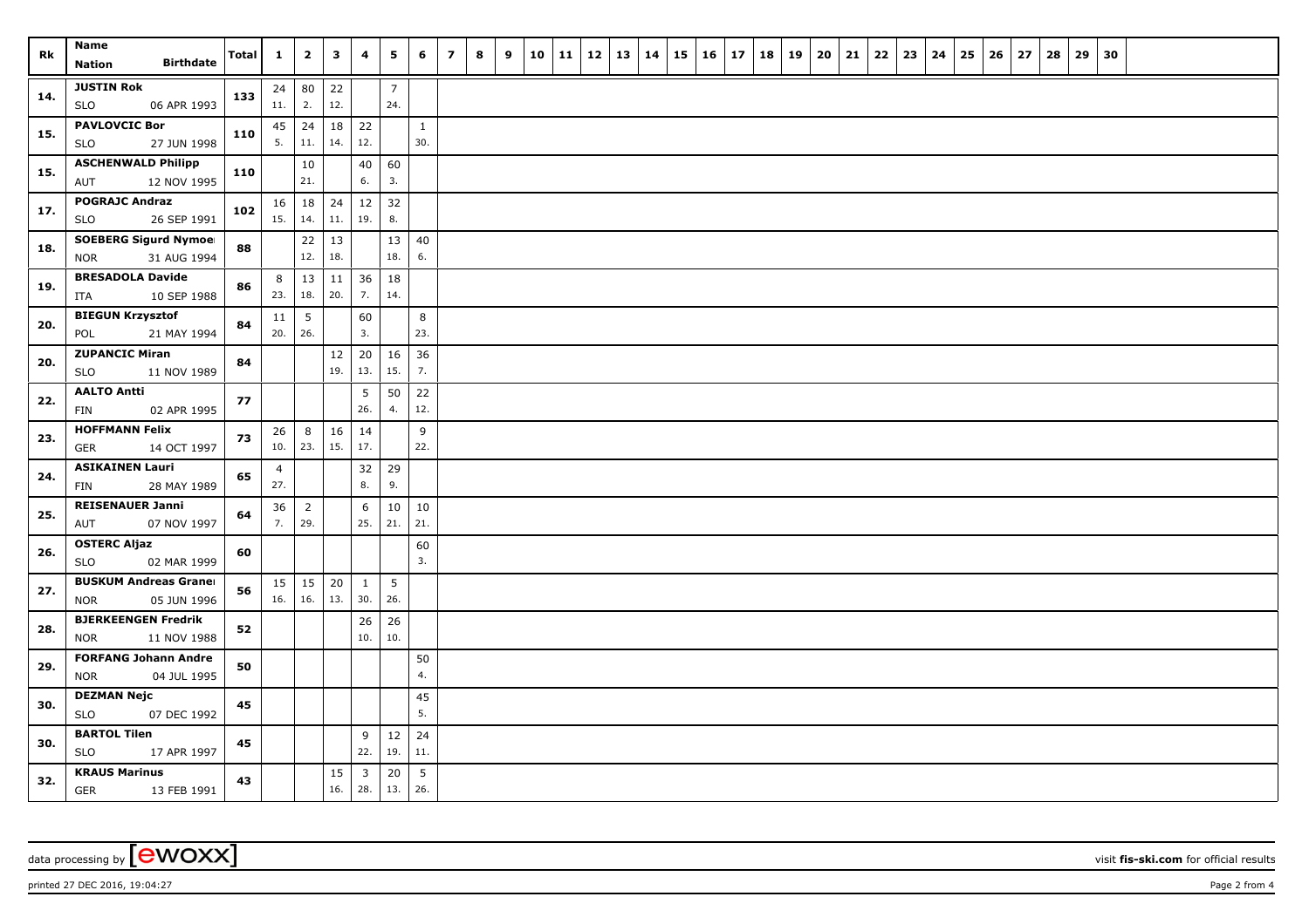| Rk | Name / Nation | Birthdate | Total | 1 | 2 | 3 | 4 | 5 | 6 | 7 | 8 | 9 | 10 | 11 | 12 | 13 | 14 | 15 | 16 | 17 | 18 | 19 | 20 | 21 | 22 | 23 | 24 | 25 | 26 | 27 | 28 | 29 | 30 |
|---|---|---|---|---|---|---|---|---|---|---|---|---|---|---|---|---|---|---|---|---|---|---|---|---|---|---|---|---|---|---|---|---|---|
| 14. | JUSTIN Rok / SLO | 06 APR 1993 | 133 | 24 11. | 80 2. | 22 12. | | 7 24. | | | | | | | | | | | | | | | | | | | | | | | | | |
| 15. | PAVLOVCIC Bor / SLO | 27 JUN 1998 | 110 | 45 5. | 24 11. | 18 14. | 22 12. | | 1 30. | | | | | | | | | | | | | | | | | | | | | | | | |
| 15. | ASCHENWALD Philipp / AUT | 12 NOV 1995 | 110 | | 10 21. | | 40 6. | 60 3. | | | | | | | | | | | | | | | | | | | | | | | | | |
| 17. | POGRAJC Andraz / SLO | 26 SEP 1991 | 102 | 16 15. | 18 14. | 24 11. | 12 19. | 32 8. | | | | | | | | | | | | | | | | | | | | | | | | | |
| 18. | SOEBERG Sigurd Nymoe / NOR | 31 AUG 1994 | 88 | | 22 12. | 13 18. | | 13 18. | 40 6. | | | | | | | | | | | | | | | | | | | | | | | | |
| 19. | BRESADOLA Davide / ITA | 10 SEP 1988 | 86 | 8 23. | 13 18. | 11 20. | 36 7. | 18 14. | | | | | | | | | | | | | | | | | | | | | | | | | |
| 20. | BIEGUN Krzysztof / POL | 21 MAY 1994 | 84 | 11 20. | 5 26. | | 60 3. | | 8 23. | | | | | | | | | | | | | | | | | | | | | | | | |
| 20. | ZUPANCIC Miran / SLO | 11 NOV 1989 | 84 | | | 12 19. | 20 13. | 16 15. | 36 7. | | | | | | | | | | | | | | | | | | | | | | | | |
| 22. | AALTO Antti / FIN | 02 APR 1995 | 77 | | | | 5 26. | 50 4. | 22 12. | | | | | | | | | | | | | | | | | | | | | | | | |
| 23. | HOFFMANN Felix / GER | 14 OCT 1997 | 73 | 26 10. | 8 23. | 16 15. | 14 17. | | 9 22. | | | | | | | | | | | | | | | | | | | | | | | | |
| 24. | ASIKAINEN Lauri / FIN | 28 MAY 1989 | 65 | 4 27. | | | 32 8. | 29 9. | | | | | | | | | | | | | | | | | | | | | | | | | |
| 25. | REISENAUER Janni / AUT | 07 NOV 1997 | 64 | 36 7. | 2 29. | | 6 25. | 10 21. | 10 21. | | | | | | | | | | | | | | | | | | | | | | | | |
| 26. | OSTERC Aljaz / SLO | 02 MAR 1999 | 60 | | | | | | 60 3. | | | | | | | | | | | | | | | | | | | | | | | | |
| 27. | BUSKUM Andreas Granel / NOR | 05 JUN 1996 | 56 | 15 16. | 15 16. | 20 13. | 1 30. | 5 26. | | | | | | | | | | | | | | | | | | | | | | | | | |
| 28. | BJERKEENGEN Fredrik / NOR | 11 NOV 1988 | 52 | | | | 26 10. | 26 10. | | | | | | | | | | | | | | | | | | | | | | | | | |
| 29. | FORFANG Johann Andre / NOR | 04 JUL 1995 | 50 | | | | | | 50 4. | | | | | | | | | | | | | | | | | | | | | | | | |
| 30. | DEZMAN Nejc / SLO | 07 DEC 1992 | 45 | | | | | | 45 5. | | | | | | | | | | | | | | | | | | | | | | | | |
| 30. | BARTOL Tilen / SLO | 17 APR 1997 | 45 | | | | 9 22. | 12 19. | 24 11. | | | | | | | | | | | | | | | | | | | | | | | | |
| 32. | KRAUS Marinus / GER | 13 FEB 1991 | 43 | | | 15 16. | 3 28. | 20 13. | 5 26. | | | | | | | | | | | | | | | | | | | | | | | | |

data processing by [ewoxx] visit fis-ski.com for official results

printed 27 DEC 2016, 19:04:27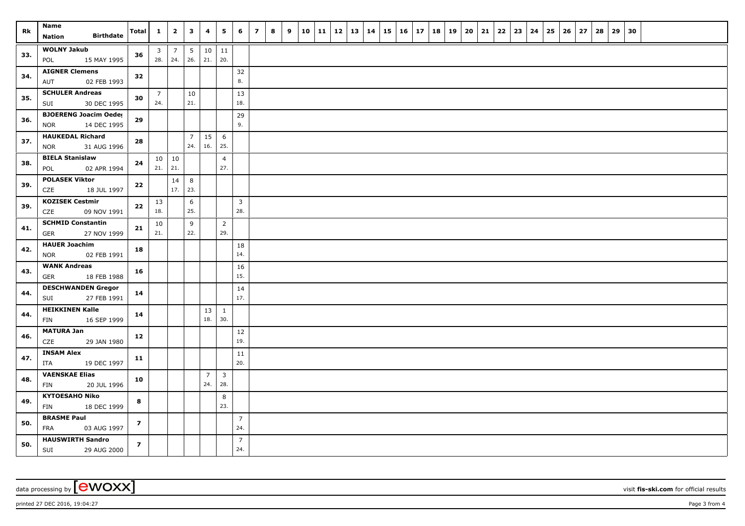| Rk | Name<br>Nation Birthdate | Total | 1 | 2 | 3 | 4 | 5 | 6 | 7 | 8 | 9 | 10 | 11 | 12 | 13 | 14 | 15 | 16 | 17 | 18 | 19 | 20 | 21 | 22 | 23 | 24 | 25 | 26 | 27 | 28 | 29 | 30 |
|---|---|---|---|---|---|---|---|---|---|---|---|---|---|---|---|---|---|---|---|---|---|---|---|---|---|---|---|---|---|---|---|---|
| 33. | **WOLNY Jakub**<br>POL 15 MAY 1995 | **36** | 3<br>28. | 7<br>24. | 5<br>26. | 10<br>21. | 11<br>20. | | | | | | | | | | | | | | | | | | | | | | | | | | |
| 34. | **AIGNER Clemens**<br>AUT 02 FEB 1993 | **32** | | | | | | 32<br>8. | | | | | | | | | | | | | | | | | | | | | | | | | |
| 35. | **SCHULER Andreas**<br>SUI 30 DEC 1995 | **30** | 7<br>24. | | 10<br>21. | | | 13<br>18. | | | | | | | | | | | | | | | | | | | | | | | | | |
| 36. | **BJOERENG Joacim Oedeg**<br>NOR 14 DEC 1995 | **29** | | | | | | 29<br>9. | | | | | | | | | | | | | | | | | | | | | | | | | |
| 37. | **HAUKEDAL Richard**<br>NOR 31 AUG 1996 | **28** | | | 7<br>24. | 15<br>16. | 6<br>25. | | | | | | | | | | | | | | | | | | | | | | | | | | |
| 38. | **BIELA Stanislaw**<br>POL 02 APR 1994 | **24** | 10<br>21. | 10<br>21. | | | 4<br>27. | | | | | | | | | | | | | | | | | | | | | | | | | | |
| 39. | **POLASEK Viktor**<br>CZE 18 JUL 1997 | **22** | | 14<br>17. | 8<br>23. | | | | | | | | | | | | | | | | | | | | | | | | | | | | |
| 39. | **KOZISEK Cestmir**<br>CZE 09 NOV 1991 | **22** | 13<br>18. | | 6<br>25. | | | 3<br>28. | | | | | | | | | | | | | | | | | | | | | | | | | |
| 41. | **SCHMID Constantin**<br>GER 27 NOV 1999 | **21** | 10<br>21. | | 9<br>22. | | 2<br>29. | | | | | | | | | | | | | | | | | | | | | | | | | | |
| 42. | **HAUER Joachim**<br>NOR 02 FEB 1991 | **18** | | | | | | 18<br>14. | | | | | | | | | | | | | | | | | | | | | | | | | |
| 43. | **WANK Andreas**<br>GER 18 FEB 1988 | **16** | | | | | | 16<br>15. | | | | | | | | | | | | | | | | | | | | | | | | | |
| 44. | **DESCHWANDEN Gregor**<br>SUI 27 FEB 1991 | **14** | | | | | | 14<br>17. | | | | | | | | | | | | | | | | | | | | | | | | | |
| 44. | **HEIKKINEN Kalle**<br>FIN 16 SEP 1999 | **14** | | | | 13<br>18. | 1<br>30. | | | | | | | | | | | | | | | | | | | | | | | | | | |
| 46. | **MATURA Jan**<br>CZE 29 JAN 1980 | **12** | | | | | | 12<br>19. | | | | | | | | | | | | | | | | | | | | | | | | | |
| 47. | **INSAM Alex**<br>ITA 19 DEC 1997 | **11** | | | | | | 11<br>20. | | | | | | | | | | | | | | | | | | | | | | | | | |
| 48. | **VAENSKAE Elias**<br>FIN 20 JUL 1996 | **10** | | | | 7<br>24. | 3<br>28. | | | | | | | | | | | | | | | | | | | | | | | | | | |
| 49. | **KYTOESAHO Niko**<br>FIN 18 DEC 1999 | **8** | | | | | 8<br>23. | | | | | | | | | | | | | | | | | | | | | | | | | | |
| 50. | **BRASME Paul**<br>FRA 03 AUG 1997 | **7** | | | | | | 7<br>24. | | | | | | | | | | | | | | | | | | | | | | | | | |
| 50. | **HAUSWIRTH Sandro**<br>SUI 29 AUG 2000 | **7** | | | | | | 7<br>24. | | | | | | | | | | | | | | | | | | | | | | | | | |

data processing by [ewoxx] visit **fis-ski.com** for official results

printed 27 DEC 2016, 19:04:27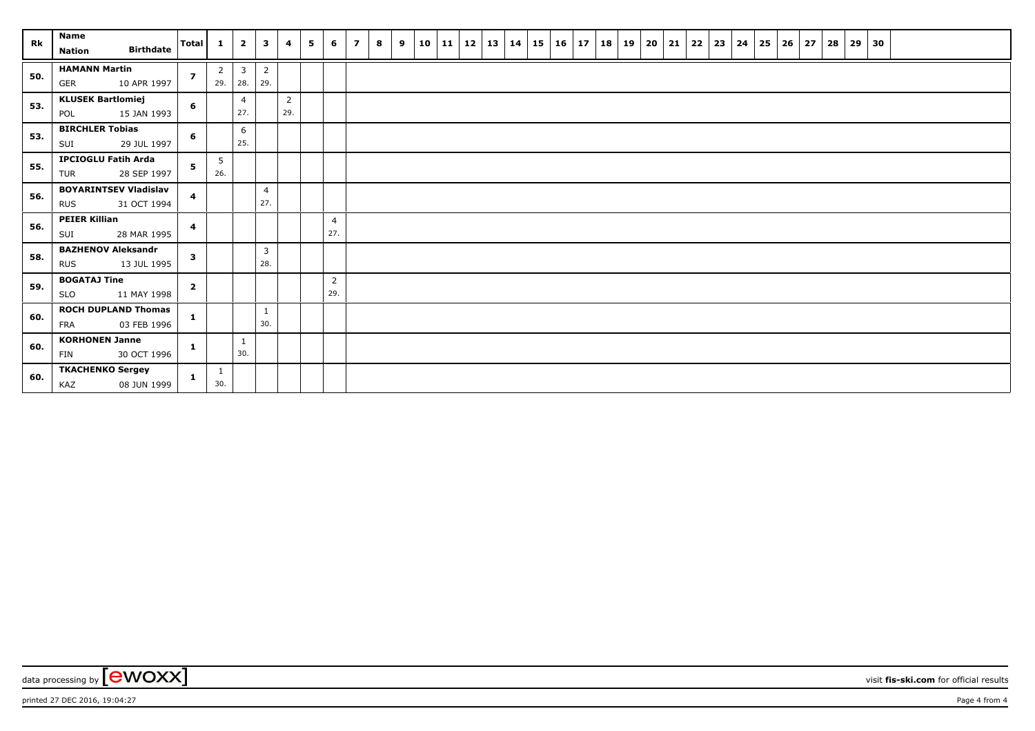| Rk | Name<br>Nation Birthdate | Total | 1 | 2 | 3 | 4 | 5 | 6 | 7 | 8 | 9 | 10 | 11 | 12 | 13 | 14 | 15 | 16 | 17 | 18 | 19 | 20 | 21 | 22 | 23 | 24 | 25 | 26 | 27 | 28 | 29 | 30 |
|---|---|---|---|---|---|---|---|---|---|---|---|---|---|---|---|---|---|---|---|---|---|---|---|---|---|---|---|---|---|---|---|---|
| 50. | **HAMANN Martin**<br>GER 10 APR 1997 | **7** | 2<br>29. | 3<br>28. | 2<br>29. | | | | | | | | | | | | | | | | | | | | | | | | | | | |
| 53. | **KLUSEK Bartlomiej**<br>POL 15 JAN 1993 | **6** | | 4<br>27. | | 2<br>29. | | | | | | | | | | | | | | | | | | | | | | | | | | |
| 53. | **BIRCHLER Tobias**<br>SUI 29 JUL 1997 | **6** | | 6<br>25. | | | | | | | | | | | | | | | | | | | | | | | | | | | | |
| 55. | **IPCIOGLU Fatih Arda**<br>TUR 28 SEP 1997 | **5** | 5<br>26. | | | | | | | | | | | | | | | | | | | | | | | | | | | | | |
| 56. | **BOYARINTSEV Vladislav**<br>RUS 31 OCT 1994 | **4** | | | 4<br>27. | | | | | | | | | | | | | | | | | | | | | | | | | | | |
| 56. | **PEIER Killian**<br>SUI 28 MAR 1995 | **4** | | | | | | 4<br>27. | | | | | | | | | | | | | | | | | | | | | | | | |
| 58. | **BAZHENOV Aleksandr**<br>RUS 13 JUL 1995 | **3** | | | 3<br>28. | | | | | | | | | | | | | | | | | | | | | | | | | | | |
| 59. | **BOGATAJ Tine**<br>SLO 11 MAY 1998 | **2** | | | | | | 2<br>29. | | | | | | | | | | | | | | | | | | | | | | | | |
| 60. | **ROCH DUPLAND Thomas**<br>FRA 03 FEB 1996 | **1** | | | 1<br>30. | | | | | | | | | | | | | | | | | | | | | | | | | | | |
| 60. | **KORHONEN Janne**<br>FIN 30 OCT 1996 | **1** | | 1<br>30. | | | | | | | | | | | | | | | | | | | | | | | | | | | | |
| 60. | **TKACHENKO Sergey**<br>KAZ 08 JUN 1999 | **1** | 1<br>30. | | | | | | | | | | | | | | | | | | | | | | | | | | | | | |

data processing by [ewoxx] visit **fis-ski.com** for official results

printed 27 DEC 2016, 19:04:27